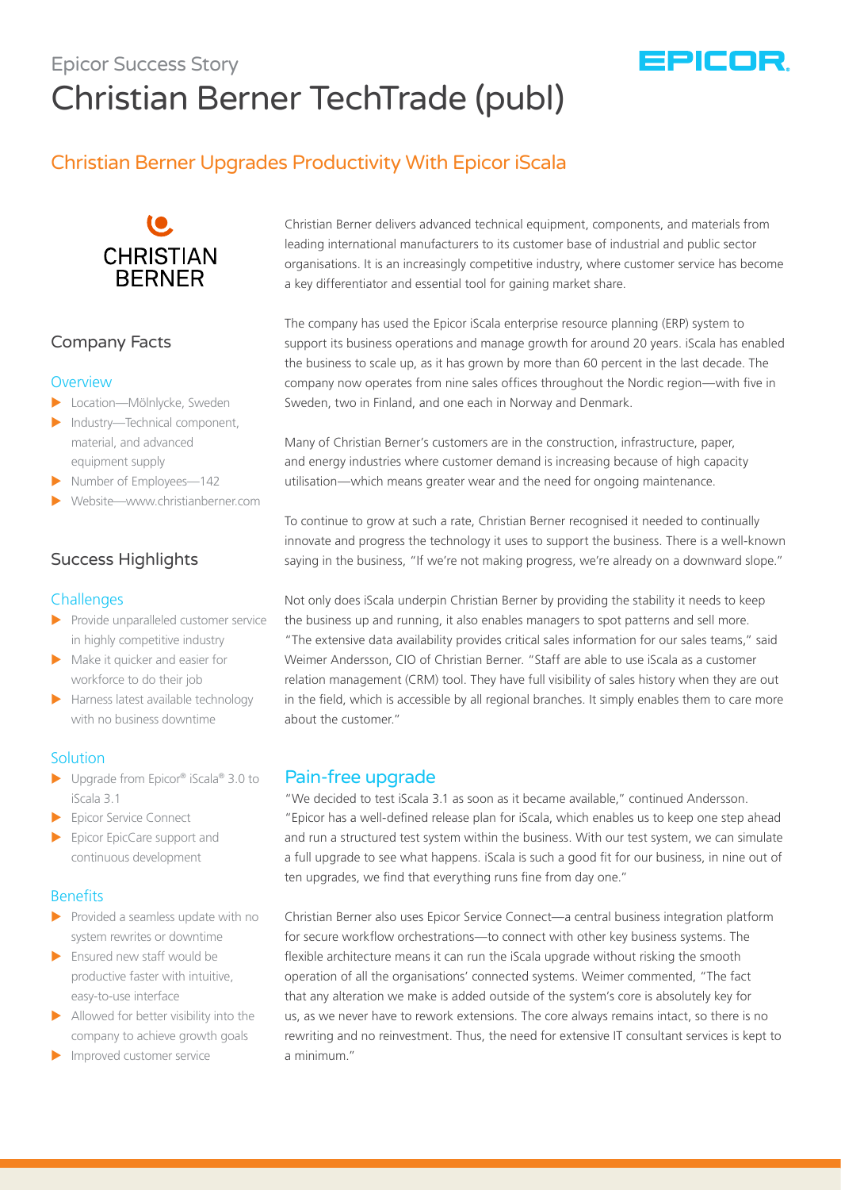Epicor Success Story

# Christian Berner TechTrade (publ)

## Christian Berner Upgrades Productivity With Epicor iScala

### Company Facts

#### Overview

- Location—Mölnlycke, Sweden
- Industry—Technical component, material, and advanced equipment supply
- Number of Employees—142
- Website—www.christianberner.com

### Success Highlights

#### Challenges

- Provide unparalleled customer service in highly competitive industry
- Make it quicker and easier for workforce to do their job
- Harness latest available technology with no business downtime

#### Solution

- Upgrade from Epicor® iScala® 3.0 to iScala 3.1
- Epicor Service Connect
- Epicor EpicCare support and continuous development

#### Benefits

- Provided a seamless update with no system rewrites or downtime
- Ensured new staff would be productive faster with intuitive, easy-to-use interface
- Allowed for better visibility into the company to achieve growth goals
- Improved customer service

Christian Berner delivers advanced technical equipment, components, and materials from leading international manufacturers to its customer base of industrial and public sector organisations. It is an increasingly competitive industry, where customer service has become a key differentiator and essential tool for gaining market share.

The company has used the Epicor iScala enterprise resource planning (ERP) system to support its business operations and manage growth for around 20 years. iScala has enabled the business to scale up, as it has grown by more than 60 percent in the last decade. The company now operates from nine sales offices throughout the Nordic region—with five in Sweden, two in Finland, and one each in Norway and Denmark.

Many of Christian Berner's customers are in the construction, infrastructure, paper, and energy industries where customer demand is increasing because of high capacity utilisation—which means greater wear and the need for ongoing maintenance.

To continue to grow at such a rate, Christian Berner recognised it needed to continually innovate and progress the technology it uses to support the business. There is a well-known saying in the business, "If we're not making progress, we're already on a downward slope."

Not only does iScala underpin Christian Berner by providing the stability it needs to keep the business up and running, it also enables managers to spot patterns and sell more. "The extensive data availability provides critical sales information for our sales teams," said Weimer Andersson, CIO of Christian Berner. "Staff are able to use iScala as a customer relation management (CRM) tool. They have full visibility of sales history when they are out in the field, which is accessible by all regional branches. It simply enables them to care more about the customer."

## Pain-free upgrade

"We decided to test iScala 3.1 as soon as it became available," continued Andersson. "Epicor has a well-defined release plan for iScala, which enables us to keep one step ahead and run a structured test system within the business. With our test system, we can simulate a full upgrade to see what happens. iScala is such a good fit for our business, in nine out of ten upgrades, we find that everything runs fine from day one."

Christian Berner also uses Epicor Service Connect—a central business integration platform for secure workflow orchestrations—to connect with other key business systems. The flexible architecture means it can run the iScala upgrade without risking the smooth operation of all the organisations' connected systems. Weimer commented, "The fact that any alteration we make is added outside of the system's core is absolutely key for us, as we never have to rework extensions. The core always remains intact, so there is no rewriting and no reinvestment. Thus, the need for extensive IT consultant services is kept to a minimum."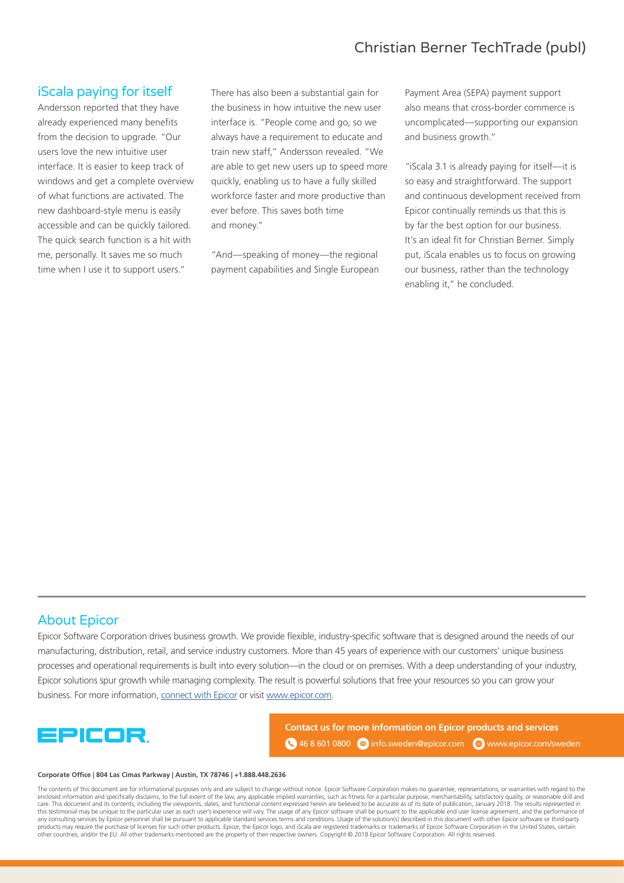## iScala paying for itself

Andersson reported that they have already experienced many benefits from the decision to upgrade. "Our users love the new intuitive user interface. It is easier to keep track of windows and get a complete overview of what functions are activated. The new dashboard-style menu is easily accessible and can be quickly tailored. The quick search function is a hit with me, personally. It saves me so much time when I use it to support users."

There has also been a substantial gain for the business in how intuitive the new user interface is. "People come and go, so we always have a requirement to educate and train new staff," Andersson revealed. "We are able to get new users up to speed more quickly, enabling us to have a fully skilled workforce faster and more productive than ever before. This saves both time and money."

"And—speaking of money—the regional payment capabilities and Single European Payment Area (SEPA) payment support also means that cross-border commerce is uncomplicated—supporting our expansion and business growth."

"iScala 3.1 is already paying for itself—it is so easy and straightforward. The support and continuous development received from Epicor continually reminds us that this is by far the best option for our business. It's an ideal fit for Christian Berner. Simply put, iScala enables us to focus on growing our business, rather than the technology enabling it," he concluded.

## About Epicor

Epicor Software Corporation drives business growth. We provide flexible, industry-specific software that is designed around the needs of our manufacturing, distribution, retail, and service industry customers. More than 45 years of experience with our customers' unique business processes and operational requirements is built into every solution—in the cloud or on premises. With a deep understanding of your industry, Epicor solutions spur growth while managing complexity. The result is powerful solutions that free your resources so you can grow your business. For more information, connect with Epicor or visit www.epicor.com.

EPICOR.

**Contact us for more information on Epicor products and services**

46 8 601 0800 | info.sweden@epicor.com | www.epicor.com/sweden

**Corporate Office | 804 Las Cimas Parkway | Austin, TX 78746 | +1.888.448.2636**

The contents of this document are for informational purposes only and are subject to change without notice. Epicor Software Corporation makes no guarantee, representations, or warranties with regard to the enclosed information and specifically disclaims, to the full extent of the law, any applicable implied warranties, such as fitness for a particular purpose, merchantability, satisfactory quality, or reasonable skill and care. This document and its contents, including the viewpoints, dates, and functional content expressed herein are believed to be accurate as of its date of publication, January 2018. The results represented in this testimonial may be unique to the particular user as each user's experience will vary. The usage of any Epicor software shall be pursuant to the applicable end user license agreement, and the performance of any consulting services by Epicor personnel shall be pursuant to applicable standard services terms and conditions. Usage of the solution(s) described in this document with other Epicor software or third-party products may require the purchase of licenses for such other products. Epicor, the Epicor logo, and iScala are registered trademarks or trademarks of Epicor Software Corporation in the United States, certain other countries, and/or the EU. All other trademarks mentioned are the property of their respective owners. Copyright © 2018 Epicor Software Corporation. All rights reserved.